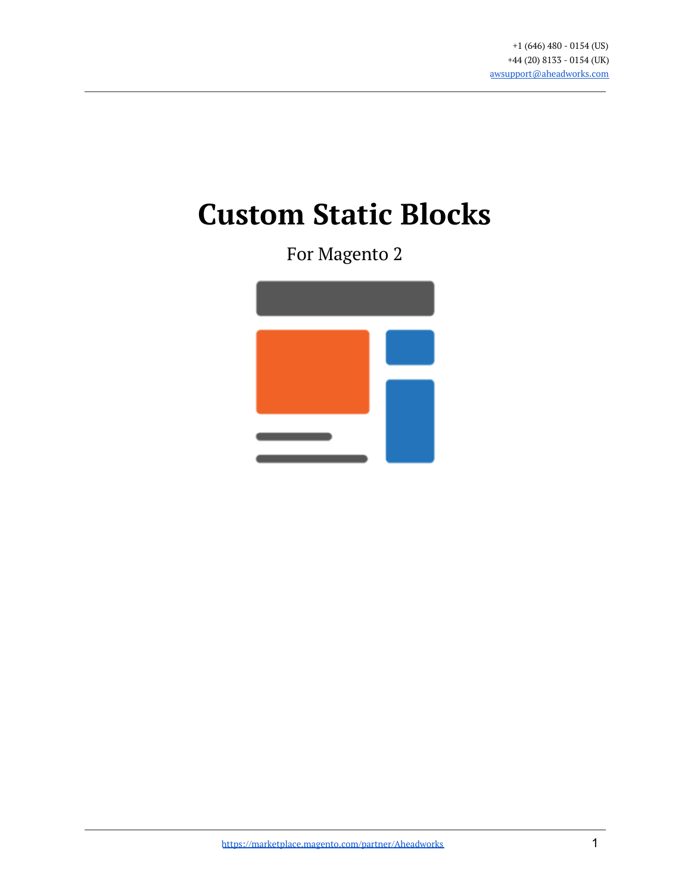+1 (646) 480 - 0154 (US)
+44 (20) 8133 - 0154 (UK)
awsupport@aheadworks.com

# Custom Static Blocks

For Magento 2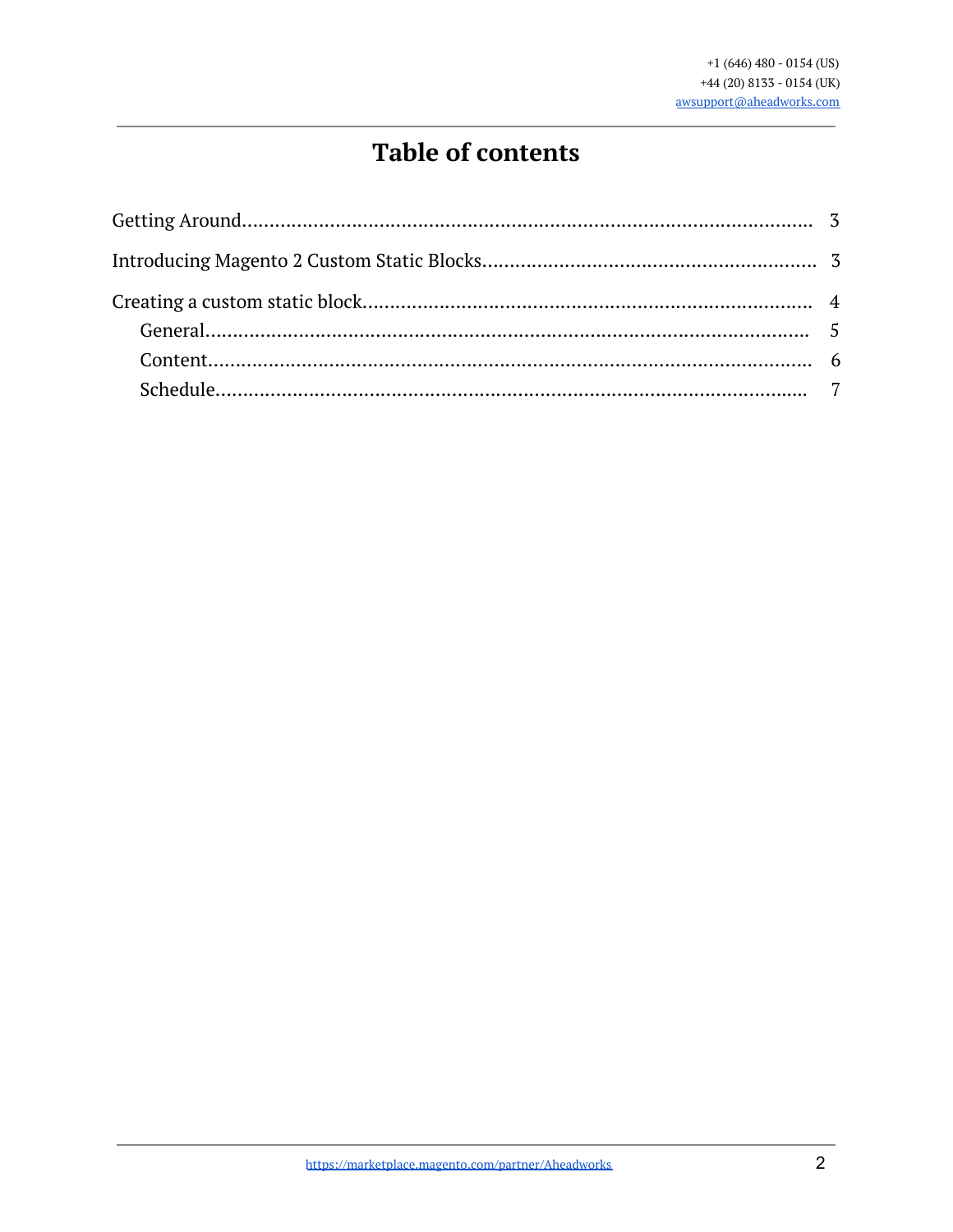# Table of contents

Getting Around........................................................................................................ 3

Introducing Magento 2 Custom Static Blocks........................................................... 3

Creating a custom static block................................................................................. 4

- General........................................................................................................ 5
- Content........................................................................................................ 6
- Schedule...................................................................................................... 7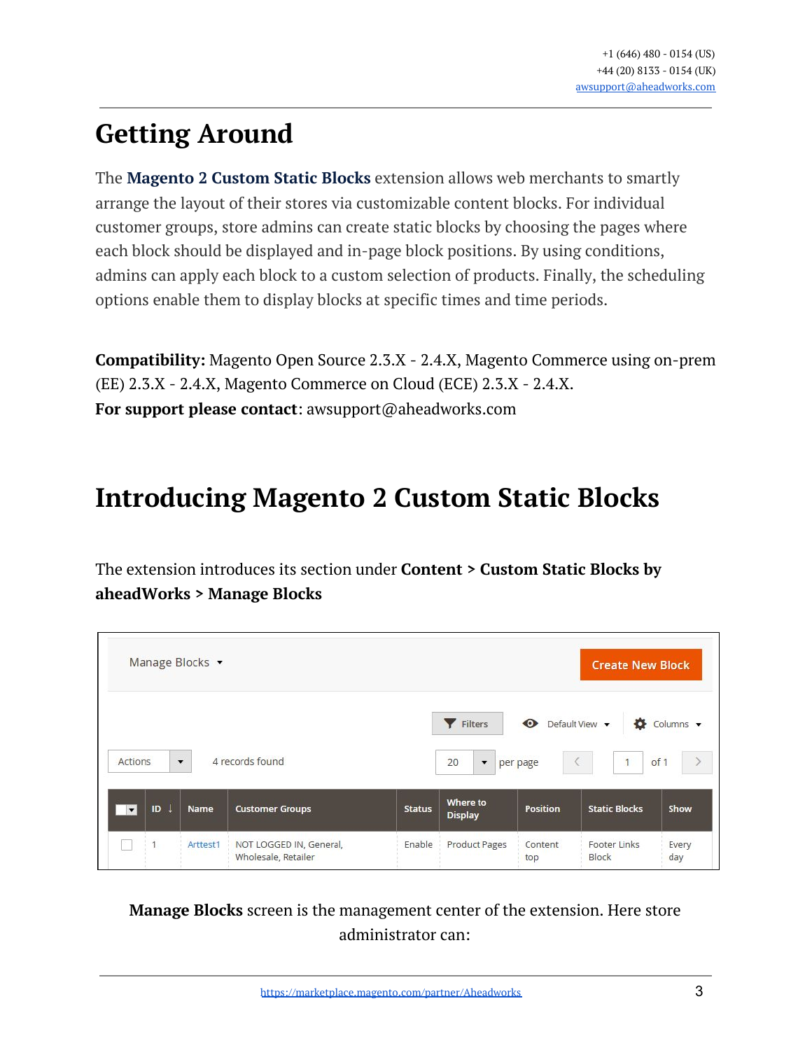# Getting Around

The **Magento 2 Custom Static Blocks** extension allows web merchants to smartly arrange the layout of their stores via customizable content blocks. For individual customer groups, store admins can create static blocks by choosing the pages where each block should be displayed and in-page block positions. By using conditions, admins can apply each block to a custom selection of products. Finally, the scheduling options enable them to display blocks at specific times and time periods.

**Compatibility:** Magento Open Source 2.3.X - 2.4.X, Magento Commerce using on-prem (EE) 2.3.X - 2.4.X, Magento Commerce on Cloud (ECE) 2.3.X - 2.4.X.
**For support please contact**: awsupport@aheadworks.com

# Introducing Magento 2 Custom Static Blocks

The extension introduces its section under **Content > Custom Static Blocks by aheadWorks > Manage Blocks**

Manage Blocks ▾ | Create New Block

Filters | Default View ▾ | Columns ▾

Actions ▾ | 4 records found | 20 ▾ per page | 1 of 1

| | ID ↓ | Name | Customer Groups | Status | Where to Display | Position | Static Blocks | Show |
|---|---|---|---|---|---|---|---|---|
| ☐ | 1 | Arttest1 | NOT LOGGED IN, General, Wholesale, Retailer | Enable | Product Pages | Content top | Footer Links Block | Every day |

**Manage Blocks** screen is the management center of the extension. Here store administrator can: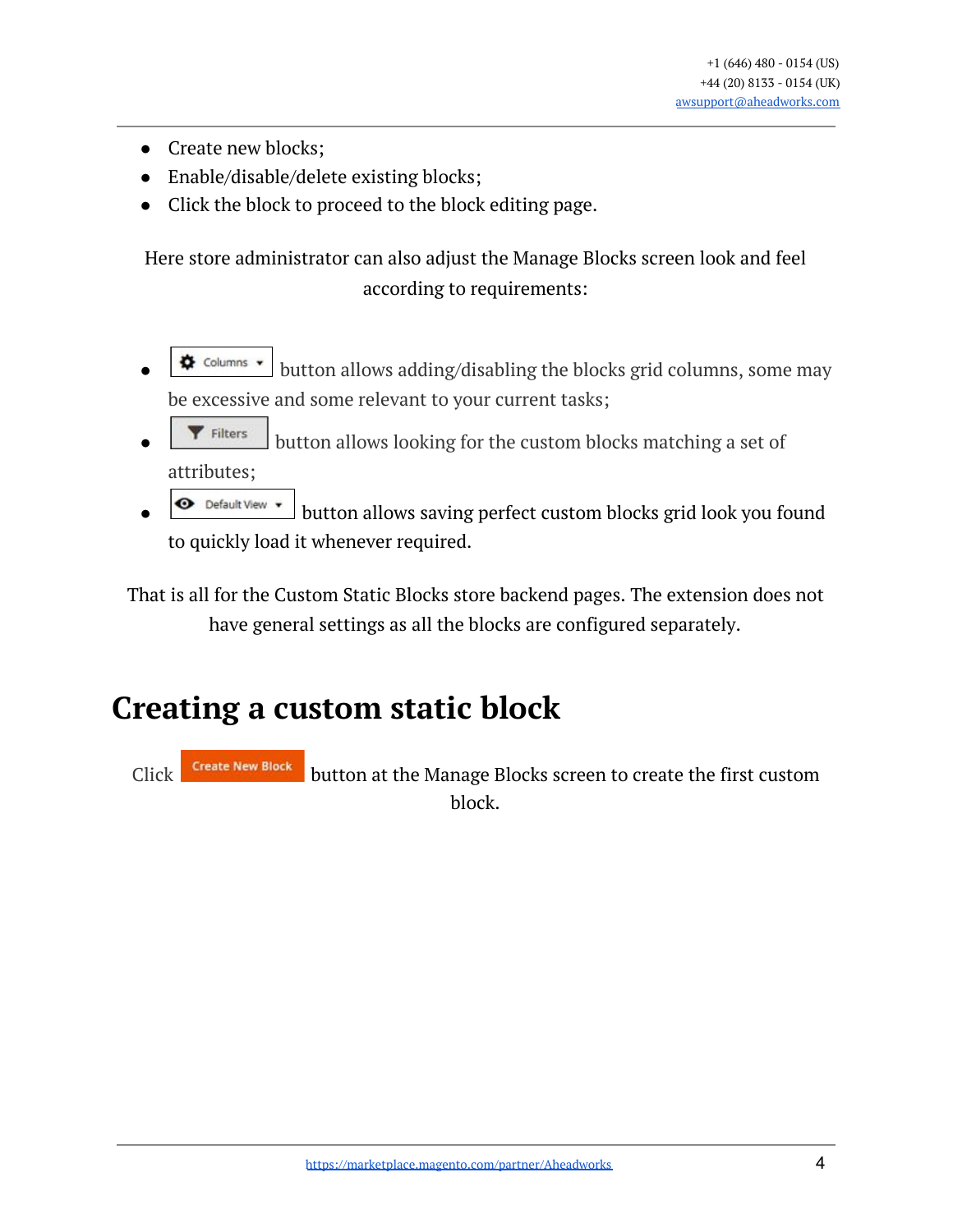- Create new blocks;
- Enable/disable/delete existing blocks;
- Click the block to proceed to the block editing page.

Here store administrator can also adjust the Manage Blocks screen look and feel according to requirements:

- Columns button allows adding/disabling the blocks grid columns, some may be excessive and some relevant to your current tasks;
- Filters button allows looking for the custom blocks matching a set of attributes;
- Default View button allows saving perfect custom blocks grid look you found to quickly load it whenever required.

That is all for the Custom Static Blocks store backend pages. The extension does not have general settings as all the blocks are configured separately.

# Creating a custom static block

Click Create New Block button at the Manage Blocks screen to create the first custom block.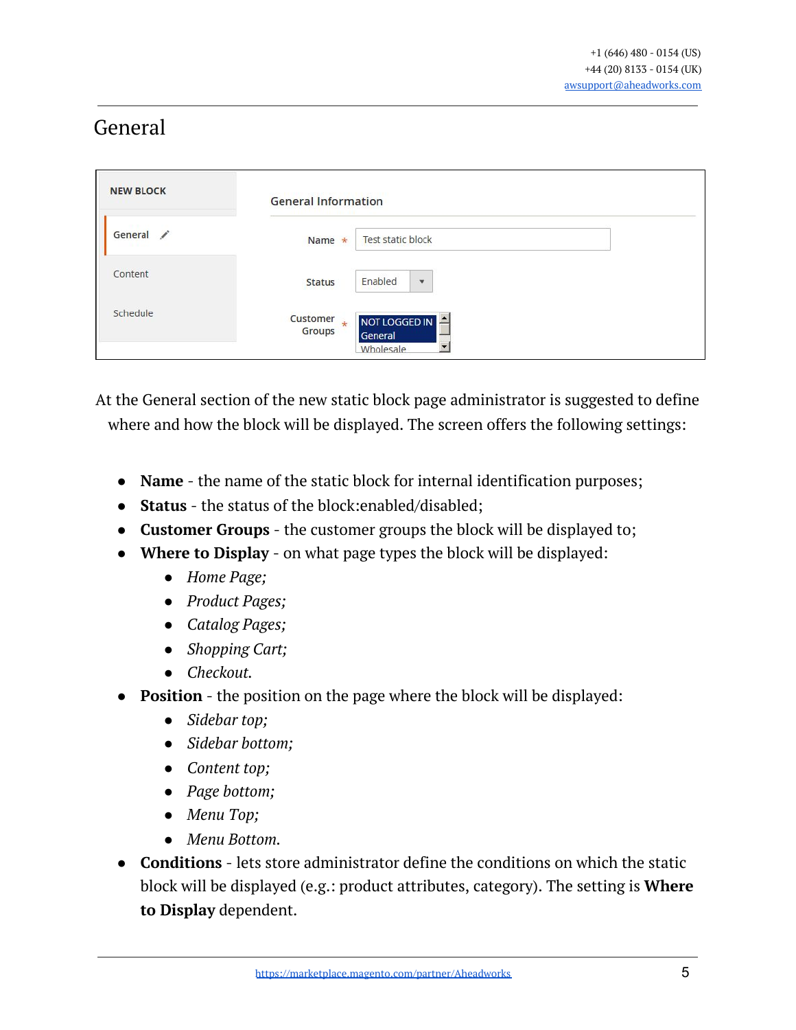# General

At the General section of the new static block page administrator is suggested to define where and how the block will be displayed. The screen offers the following settings:

- **Name** - the name of the static block for internal identification purposes;
- **Status** - the status of the block:enabled/disabled;
- **Customer Groups** - the customer groups the block will be displayed to;
- **Where to Display** - on what page types the block will be displayed:
  - *Home Page;*
  - *Product Pages;*
  - *Catalog Pages;*
  - *Shopping Cart;*
  - *Checkout.*
- **Position** - the position on the page where the block will be displayed:
  - *Sidebar top;*
  - *Sidebar bottom;*
  - *Content top;*
  - *Page bottom;*
  - *Menu Top;*
  - *Menu Bottom.*
- **Conditions** - lets store administrator define the conditions on which the static block will be displayed (e.g.: product attributes, category). The setting is **Where to Display** dependent.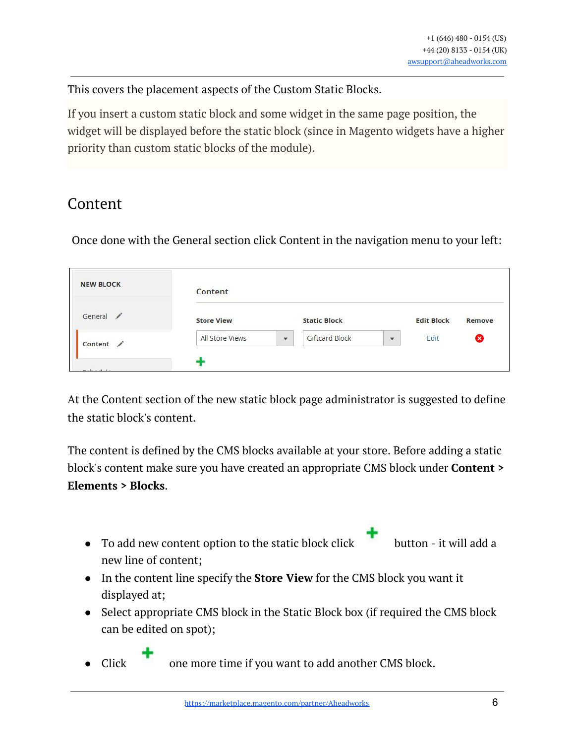This covers the placement aspects of the Custom Static Blocks.

If you insert a custom static block and some widget in the same page position, the widget will be displayed before the static block (since in Magento widgets have a higher priority than custom static blocks of the module).

## Content

Once done with the General section click Content in the navigation menu to your left:

At the Content section of the new static block page administrator is suggested to define the static block's content.

The content is defined by the CMS blocks available at your store. Before adding a static block's content make sure you have created an appropriate CMS block under **Content > Elements > Blocks**.

- To add new content option to the static block click ➕ button - it will add a new line of content;
- In the content line specify the **Store View** for the CMS block you want it displayed at;
- Select appropriate CMS block in the Static Block box (if required the CMS block can be edited on spot);
- Click ➕ one more time if you want to add another CMS block.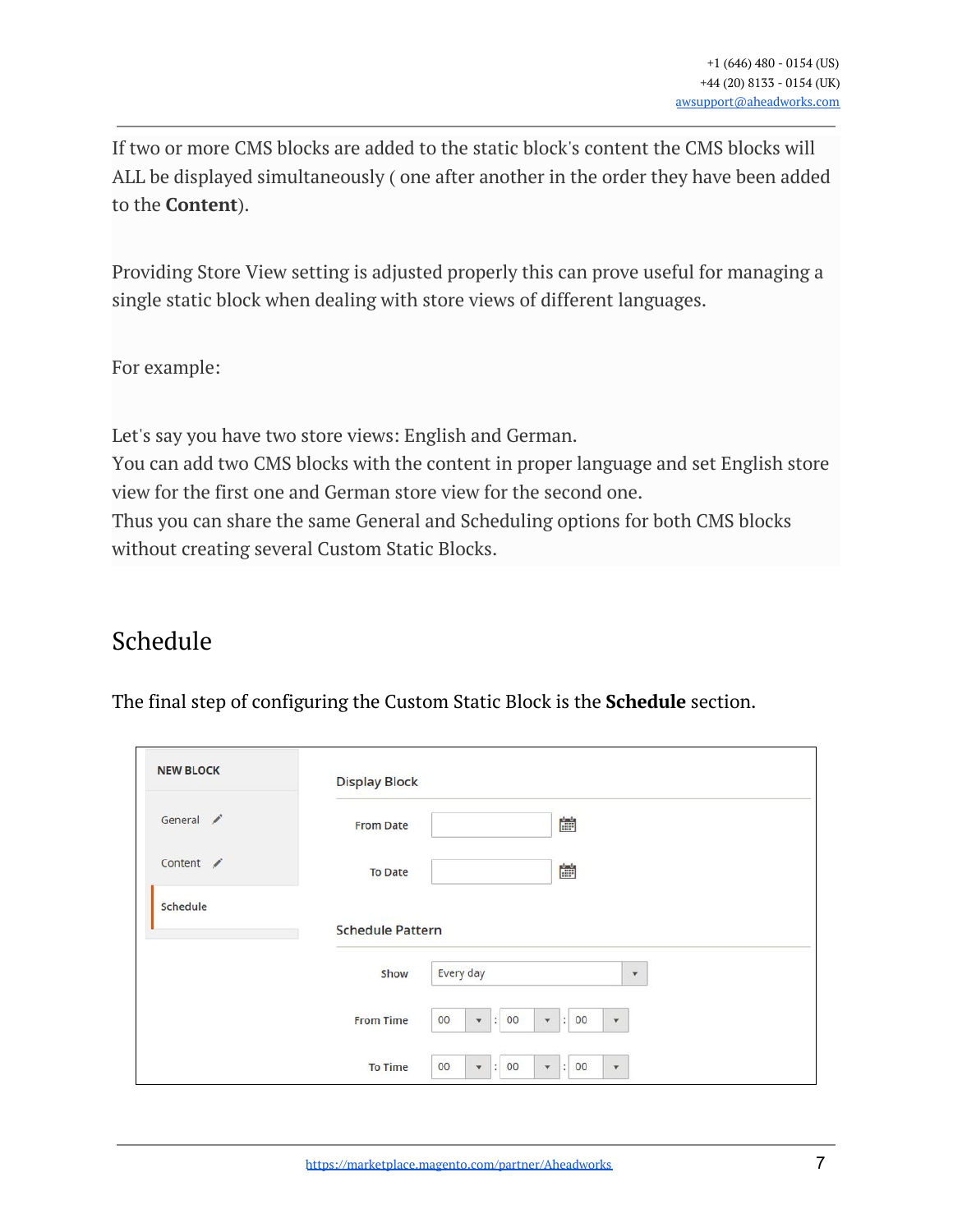If two or more CMS blocks are added to the static block's content the CMS blocks will ALL be displayed simultaneously ( one after another in the order they have been added to the **Content**).

Providing Store View setting is adjusted properly this can prove useful for managing a single static block when dealing with store views of different languages.

For example:

Let's say you have two store views: English and German.
You can add two CMS blocks with the content in proper language and set English store view for the first one and German store view for the second one.
Thus you can share the same General and Scheduling options for both CMS blocks without creating several Custom Static Blocks.

## Schedule

The final step of configuring the Custom Static Block is the **Schedule** section.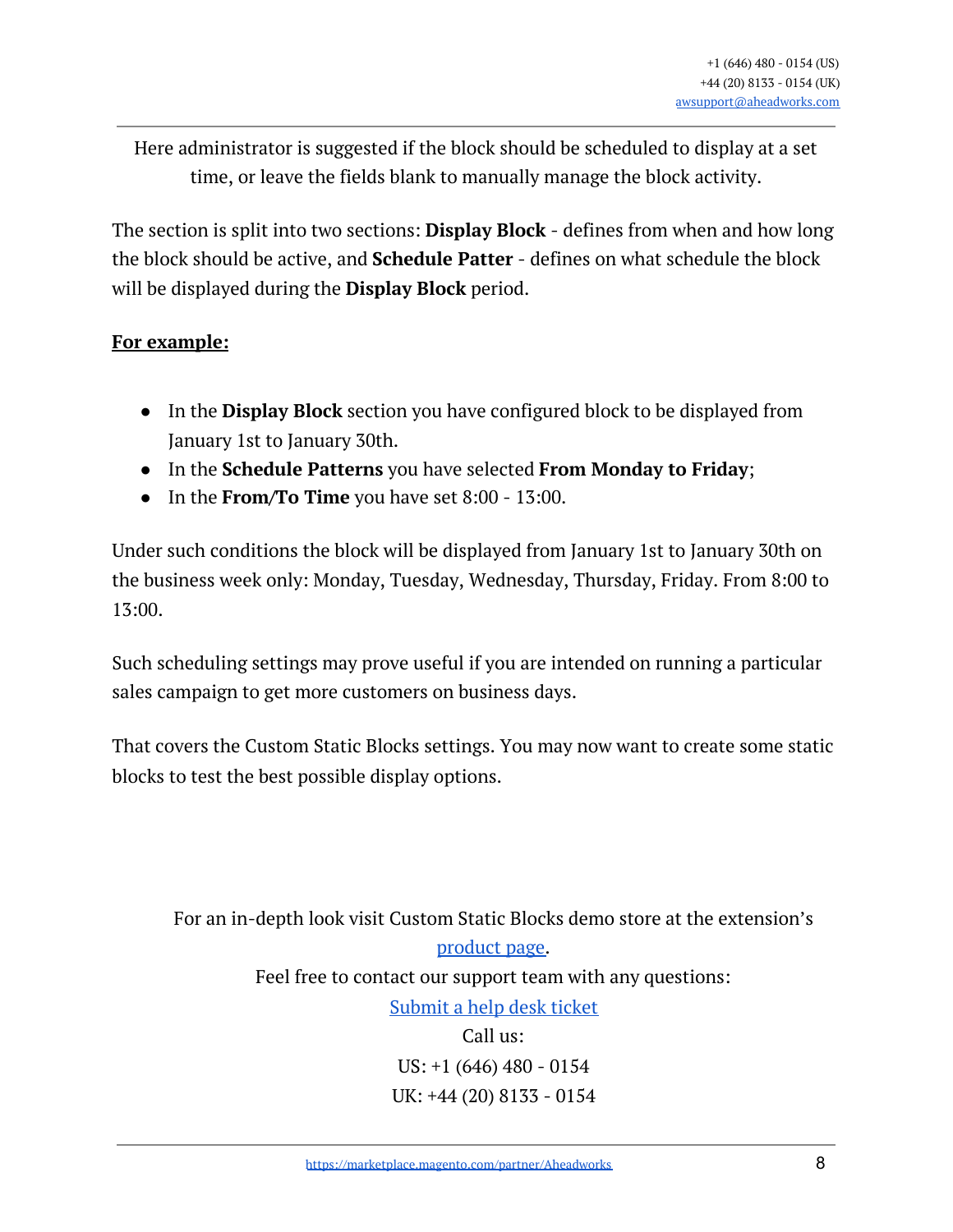Here administrator is suggested if the block should be scheduled to display at a set time, or leave the fields blank to manually manage the block activity.

The section is split into two sections: **Display Block** - defines from when and how long the block should be active, and **Schedule Patter** - defines on what schedule the block will be displayed during the **Display Block** period.

**For example:**

- In the **Display Block** section you have configured block to be displayed from January 1st to January 30th.
- In the **Schedule Patterns** you have selected **From Monday to Friday**;
- In the **From/To Time** you have set 8:00 - 13:00.

Under such conditions the block will be displayed from January 1st to January 30th on the business week only: Monday, Tuesday, Wednesday, Thursday, Friday. From 8:00 to 13:00.

Such scheduling settings may prove useful if you are intended on running a particular sales campaign to get more customers on business days.

That covers the Custom Static Blocks settings. You may now want to create some static blocks to test the best possible display options.

For an in-depth look visit Custom Static Blocks demo store at the extension's product page.

Feel free to contact our support team with any questions:

Submit a help desk ticket

Call us:

US: +1 (646) 480 - 0154

UK: +44 (20) 8133 - 0154